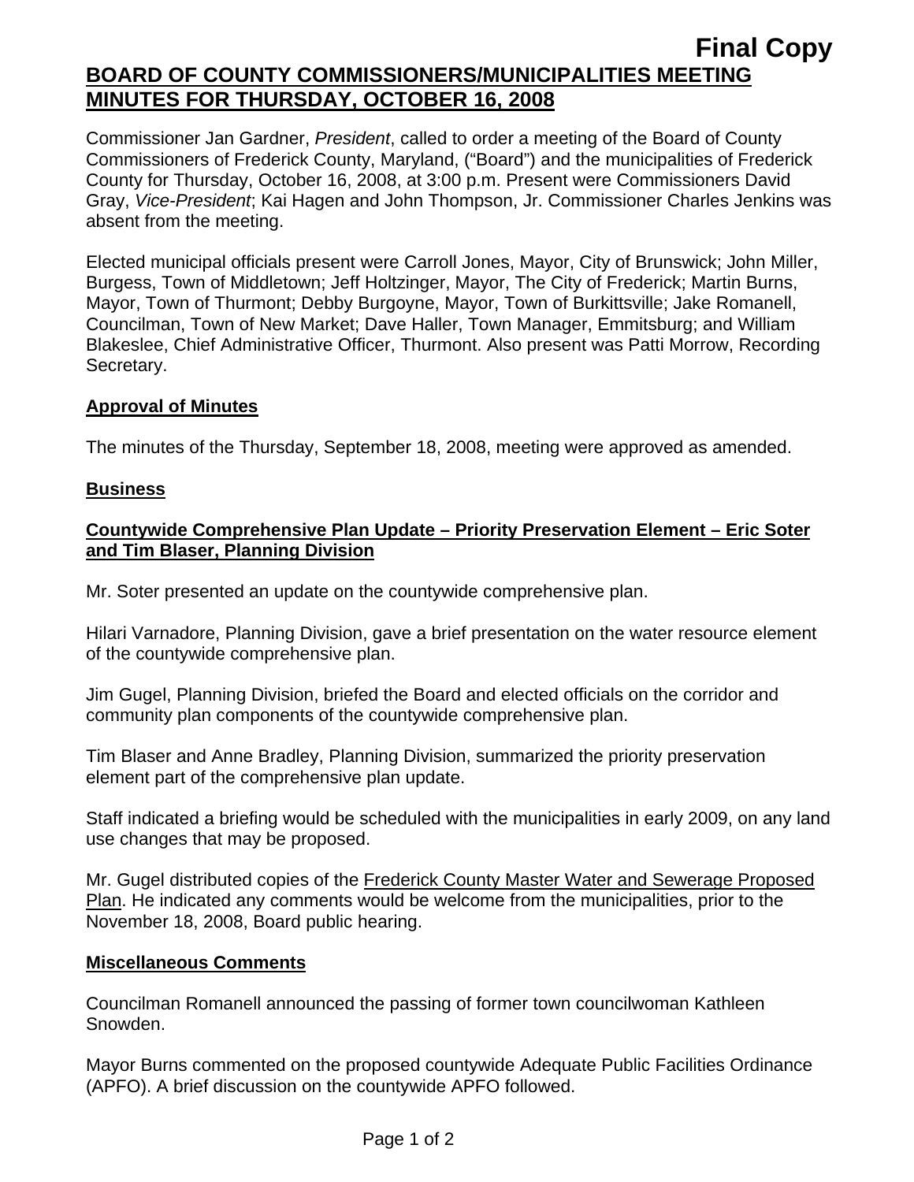**Final Copy**

# BOARD OF COUNTY COMMISSIONERS/MUNICIPALITIES MEETING MINUTES FOR THURSDAY, OCTOBER 16, 2008

Commissioner Jan Gardner, *President*, called to order a meeting of the Board of County Commissioners of Frederick County, Maryland, ("Board") and the municipalities of Frederick County for Thursday, October 16, 2008, at 3:00 p.m. Present were Commissioners David Gray, *Vice-President*; Kai Hagen and John Thompson, Jr. Commissioner Charles Jenkins was absent from the meeting.

Elected municipal officials present were Carroll Jones, Mayor, City of Brunswick; John Miller, Burgess, Town of Middletown; Jeff Holtzinger, Mayor, The City of Frederick; Martin Burns, Mayor, Town of Thurmont; Debby Burgoyne, Mayor, Town of Burkittsville; Jake Romanell, Councilman, Town of New Market; Dave Haller, Town Manager, Emmitsburg; and William Blakeslee, Chief Administrative Officer, Thurmont. Also present was Patti Morrow, Recording Secretary.

## Approval of Minutes

The minutes of the Thursday, September 18, 2008, meeting were approved as amended.

## Business

### Countywide Comprehensive Plan Update – Priority Preservation Element – Eric Soter and Tim Blaser, Planning Division

Mr. Soter presented an update on the countywide comprehensive plan.

Hilari Varnadore, Planning Division, gave a brief presentation on the water resource element of the countywide comprehensive plan.

Jim Gugel, Planning Division, briefed the Board and elected officials on the corridor and community plan components of the countywide comprehensive plan.

Tim Blaser and Anne Bradley, Planning Division, summarized the priority preservation element part of the comprehensive plan update.

Staff indicated a briefing would be scheduled with the municipalities in early 2009, on any land use changes that may be proposed.

Mr. Gugel distributed copies of the Frederick County Master Water and Sewerage Proposed Plan. He indicated any comments would be welcome from the municipalities, prior to the November 18, 2008, Board public hearing.

## Miscellaneous Comments

Councilman Romanell announced the passing of former town councilwoman Kathleen Snowden.

Mayor Burns commented on the proposed countywide Adequate Public Facilities Ordinance (APFO). A brief discussion on the countywide APFO followed.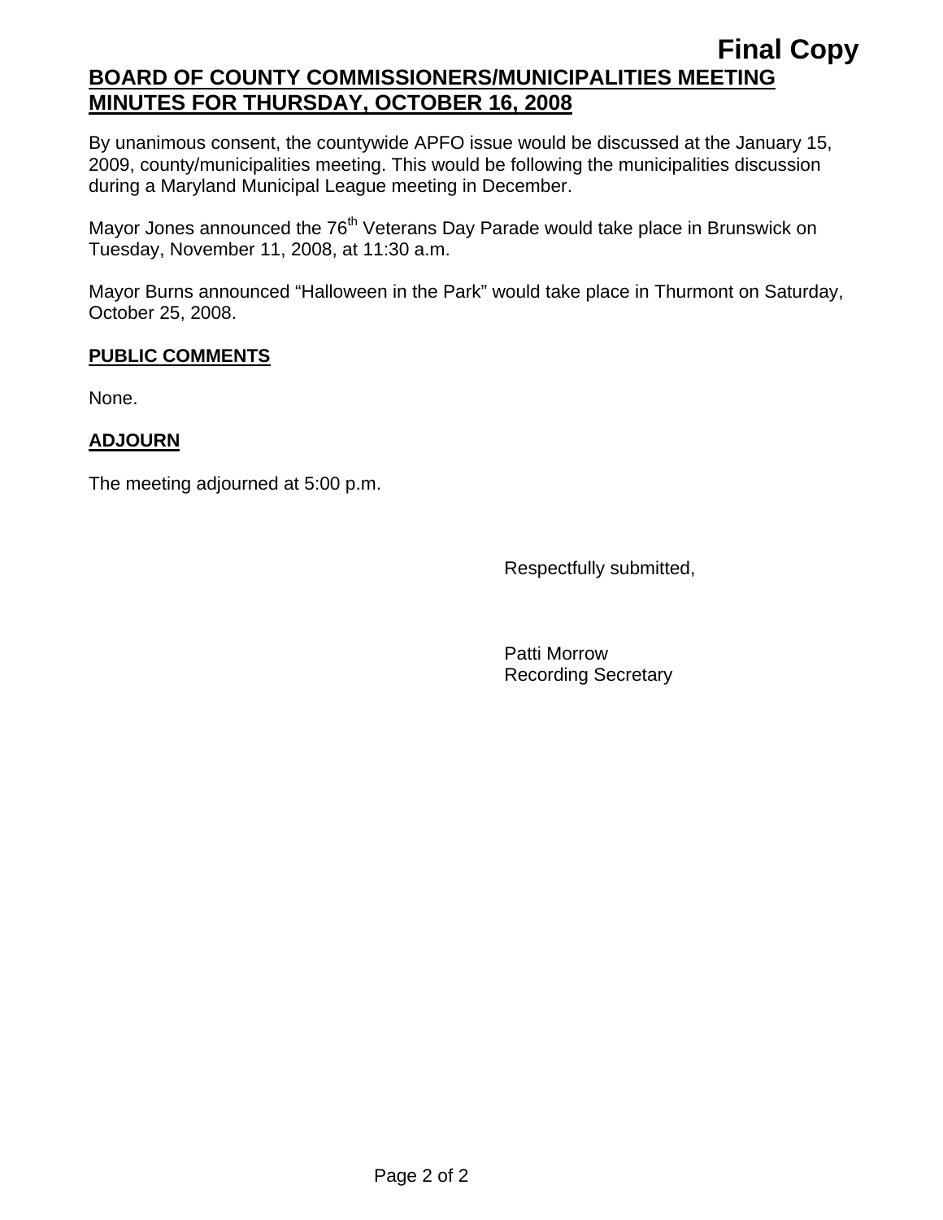**Final Copy**

**BOARD OF COUNTY COMMISSIONERS/MUNICIPALITIES MEETING MINUTES FOR THURSDAY, OCTOBER 16, 2008**

By unanimous consent, the countywide APFO issue would be discussed at the January 15, 2009, county/municipalities meeting. This would be following the municipalities discussion during a Maryland Municipal League meeting in December.

Mayor Jones announced the 76th Veterans Day Parade would take place in Brunswick on Tuesday, November 11, 2008, at 11:30 a.m.

Mayor Burns announced "Halloween in the Park" would take place in Thurmont on Saturday, October 25, 2008.

## PUBLIC COMMENTS

None.

## ADJOURN

The meeting adjourned at 5:00 p.m.

Respectfully submitted,

Patti Morrow
Recording Secretary